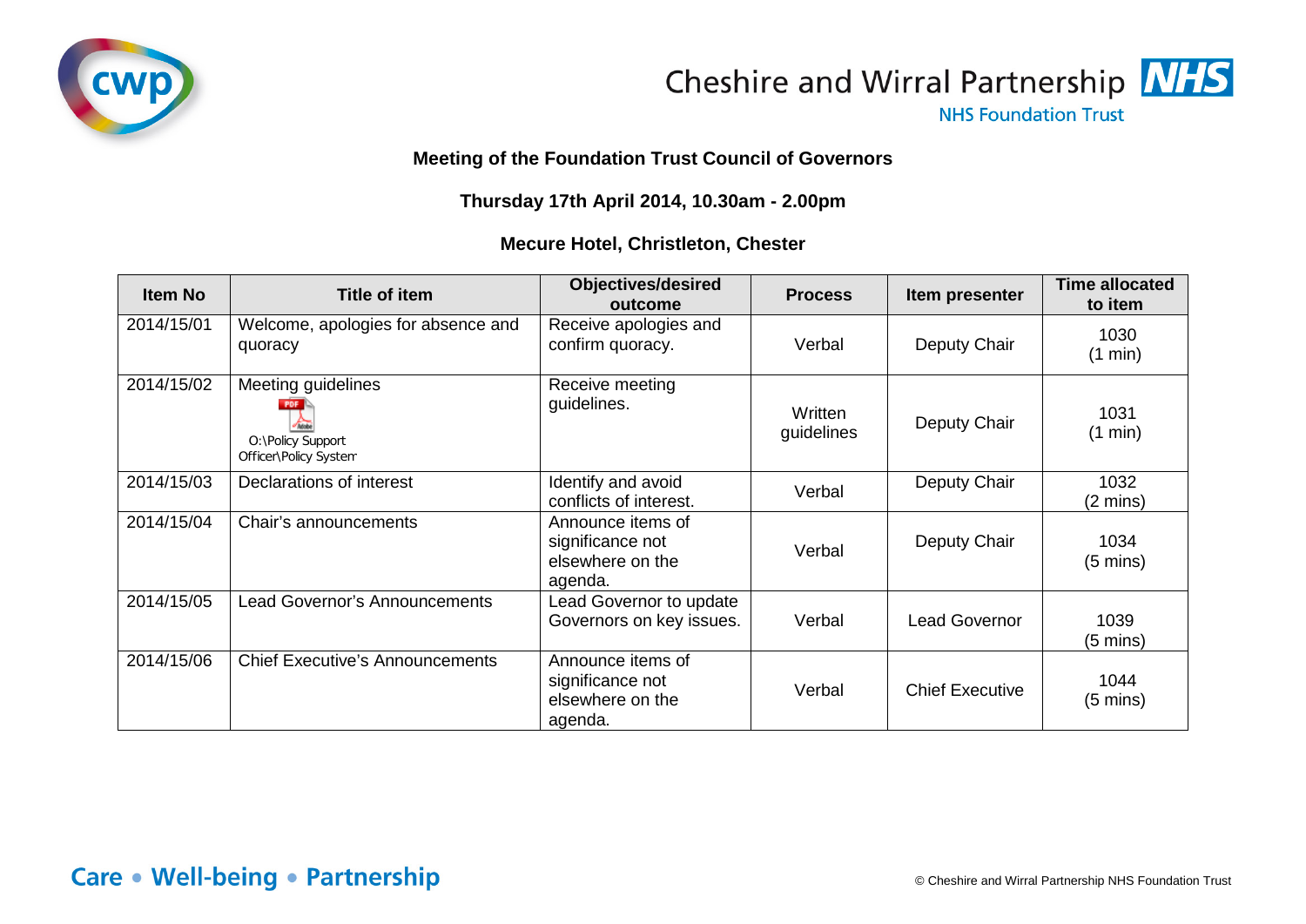Cheshire and Wirral Partnership NHS Foundation Trust

**Meeting of the Foundation Trust Council of Governors**

**Thursday 17th April 2014, 10.30am - 2.00pm**

**Mecure Hotel, Christleton, Chester**

| Item No | Title of item | Objectives/desired outcome | Process | Item presenter | Time allocated to item |
|---|---|---|---|---|---|
| 2014/15/01 | Welcome, apologies for absence and quoracy | Receive apologies and confirm quoracy. | Verbal | Deputy Chair | 1030 (1 min) |
| 2014/15/02 | Meeting guidelines O:\Policy Support Officer\Policy System | Receive meeting guidelines. | Written guidelines | Deputy Chair | 1031 (1 min) |
| 2014/15/03 | Declarations of interest | Identify and avoid conflicts of interest. | Verbal | Deputy Chair | 1032 (2 mins) |
| 2014/15/04 | Chair's announcements | Announce items of significance not elsewhere on the agenda. | Verbal | Deputy Chair | 1034 (5 mins) |
| 2014/15/05 | Lead Governor's Announcements | Lead Governor to update Governors on key issues. | Verbal | Lead Governor | 1039 (5 mins) |
| 2014/15/06 | Chief Executive's Announcements | Announce items of significance not elsewhere on the agenda. | Verbal | Chief Executive | 1044 (5 mins) |

Care • Well-being • Partnership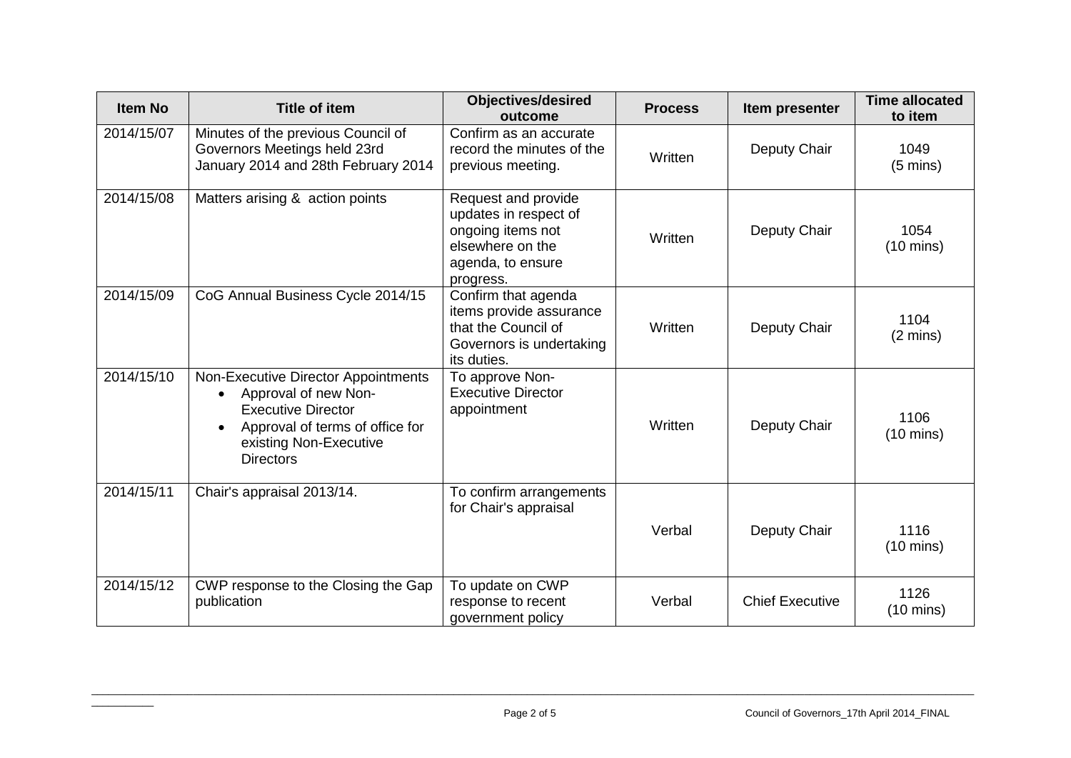| Item No | Title of item | Objectives/desired outcome | Process | Item presenter | Time allocated to item |
|---|---|---|---|---|---|
| 2014/15/07 | Minutes of the previous Council of Governors Meetings held 23rd January 2014 and 28th February 2014 | Confirm as an accurate record the minutes of the previous meeting. | Written | Deputy Chair | 1049 (5 mins) |
| 2014/15/08 | Matters arising & action points | Request and provide updates in respect of ongoing items not elsewhere on the agenda, to ensure progress. | Written | Deputy Chair | 1054 (10 mins) |
| 2014/15/09 | CoG Annual Business Cycle 2014/15 | Confirm that agenda items provide assurance that the Council of Governors is undertaking its duties. | Written | Deputy Chair | 1104 (2 mins) |
| 2014/15/10 | Non-Executive Director Appointments<br>• Approval of new Non-Executive Director<br>• Approval of terms of office for existing Non-Executive Directors | To approve Non-Executive Director appointment | Written | Deputy Chair | 1106 (10 mins) |
| 2014/15/11 | Chair's appraisal 2013/14. | To confirm arrangements for Chair's appraisal | Verbal | Deputy Chair | 1116 (10 mins) |
| 2014/15/12 | CWP response to the Closing the Gap publication | To update on CWP response to recent government policy | Verbal | Chief Executive | 1126 (10 mins) |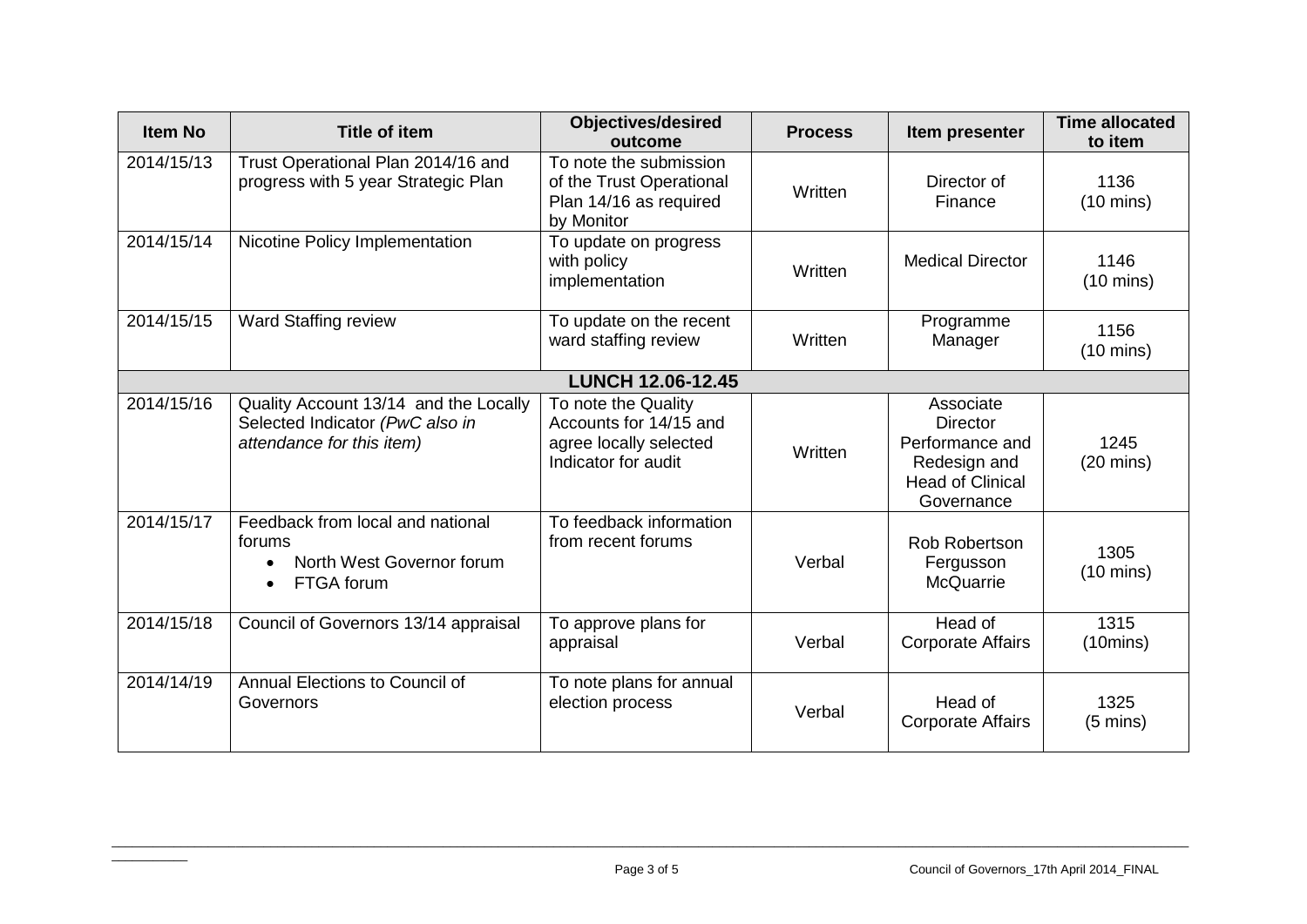| Item No | Title of item | Objectives/desired outcome | Process | Item presenter | Time allocated to item |
|---|---|---|---|---|---|
| 2014/15/13 | Trust Operational Plan 2014/16 and progress with 5 year Strategic Plan | To note the submission of the Trust Operational Plan 14/16 as required by Monitor | Written | Director of Finance | 1136 (10 mins) |
| 2014/15/14 | Nicotine Policy Implementation | To update on progress with policy implementation | Written | Medical Director | 1146 (10 mins) |
| 2014/15/15 | Ward Staffing review | To update on the recent ward staffing review | Written | Programme Manager | 1156 (10 mins) |
| **LUNCH 12.06-12.45** | | | | | |
| 2014/15/16 | Quality Account 13/14 and the Locally Selected Indicator *(PwC also in attendance for this item)* | To note the Quality Accounts for 14/15 and agree locally selected Indicator for audit | Written | Associate Director Performance and Redesign and Head of Clinical Governance | 1245 (20 mins) |
| 2014/15/17 | Feedback from local and national forums<br>• North West Governor forum<br>• FTGA forum | To feedback information from recent forums | Verbal | Rob Robertson Fergusson McQuarrie | 1305 (10 mins) |
| 2014/15/18 | Council of Governors 13/14 appraisal | To approve plans for appraisal | Verbal | Head of Corporate Affairs | 1315 (10mins) |
| 2014/14/19 | Annual Elections to Council of Governors | To note plans for annual election process | Verbal | Head of Corporate Affairs | 1325 (5 mins) |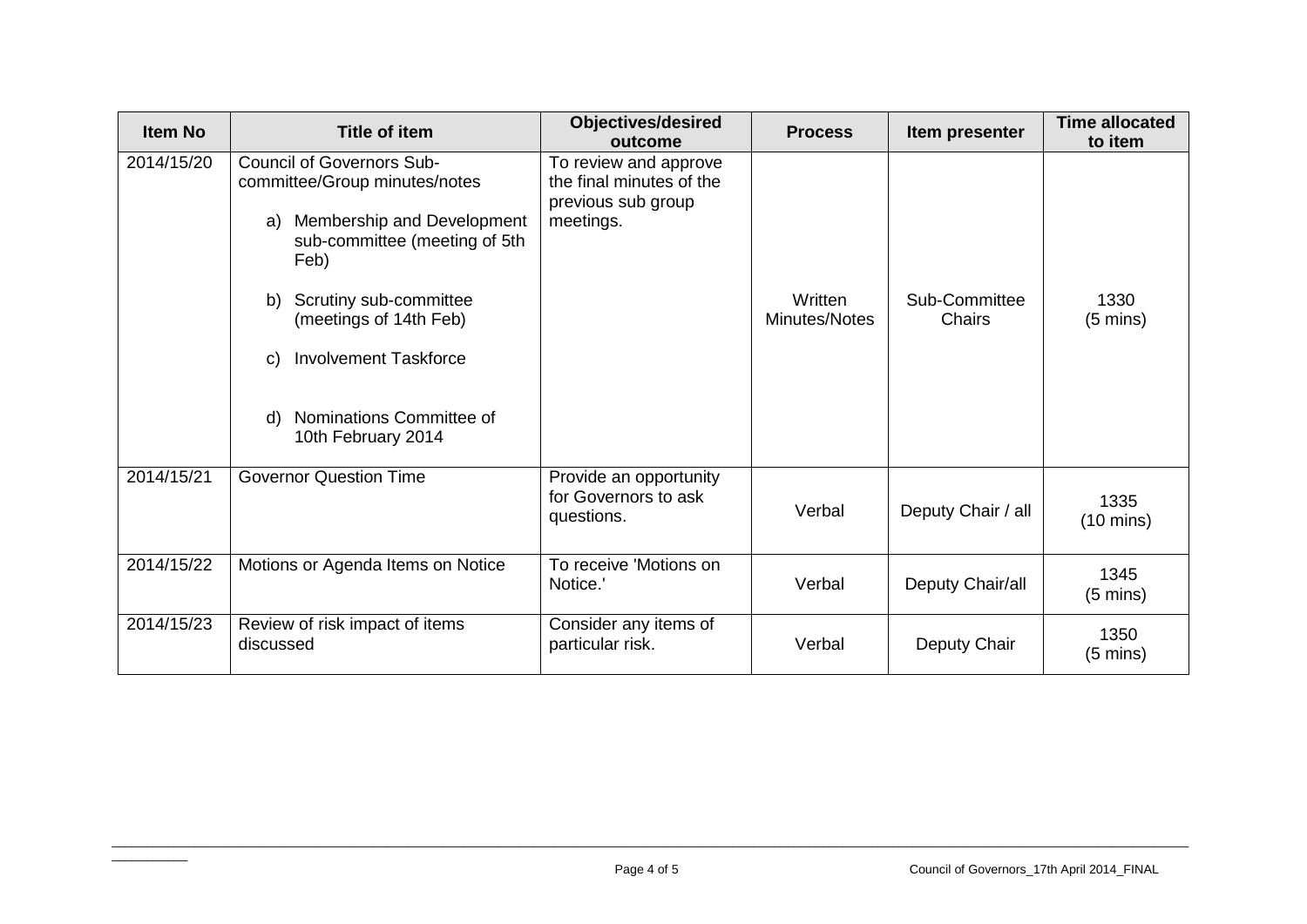| Item No | Title of item | Objectives/desired outcome | Process | Item presenter | Time allocated to item |
|---|---|---|---|---|---|
| 2014/15/20 | Council of Governors Sub-committee/Group minutes/notes<br><br>a) Membership and Development sub-committee (meeting of 5th Feb)<br><br>b) Scrutiny sub-committee (meetings of 14th Feb)<br><br>c) Involvement Taskforce<br><br>d) Nominations Committee of 10th February 2014 | To review and approve the final minutes of the previous sub group meetings. | Written Minutes/Notes | Sub-Committee Chairs | 1330 (5 mins) |
| 2014/15/21 | Governor Question Time | Provide an opportunity for Governors to ask questions. | Verbal | Deputy Chair / all | 1335 (10 mins) |
| 2014/15/22 | Motions or Agenda Items on Notice | To receive 'Motions on Notice.' | Verbal | Deputy Chair/all | 1345 (5 mins) |
| 2014/15/23 | Review of risk impact of items discussed | Consider any items of particular risk. | Verbal | Deputy Chair | 1350 (5 mins) |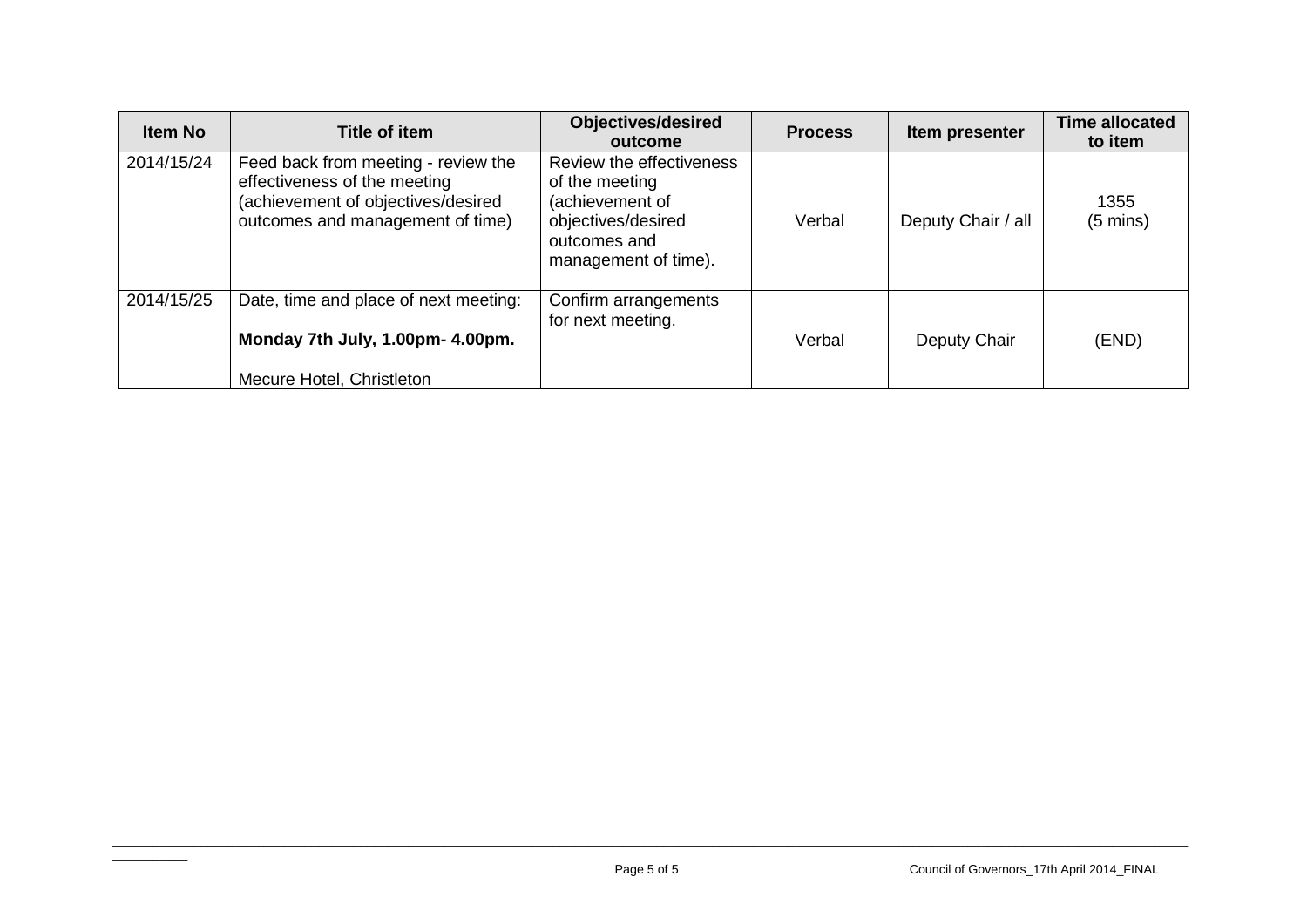| Item No | Title of item | Objectives/desired outcome | Process | Item presenter | Time allocated to item |
|---|---|---|---|---|---|
| 2014/15/24 | Feed back from meeting - review the effectiveness of the meeting (achievement of objectives/desired outcomes and management of time) | Review the effectiveness of the meeting (achievement of objectives/desired outcomes and management of time). | Verbal | Deputy Chair / all | 1355 (5 mins) |
| 2014/15/25 | Date, time and place of next meeting: **Monday 7th July, 1.00pm- 4.00pm.** Mecure Hotel, Christleton | Confirm arrangements for next meeting. | Verbal | Deputy Chair | (END) |